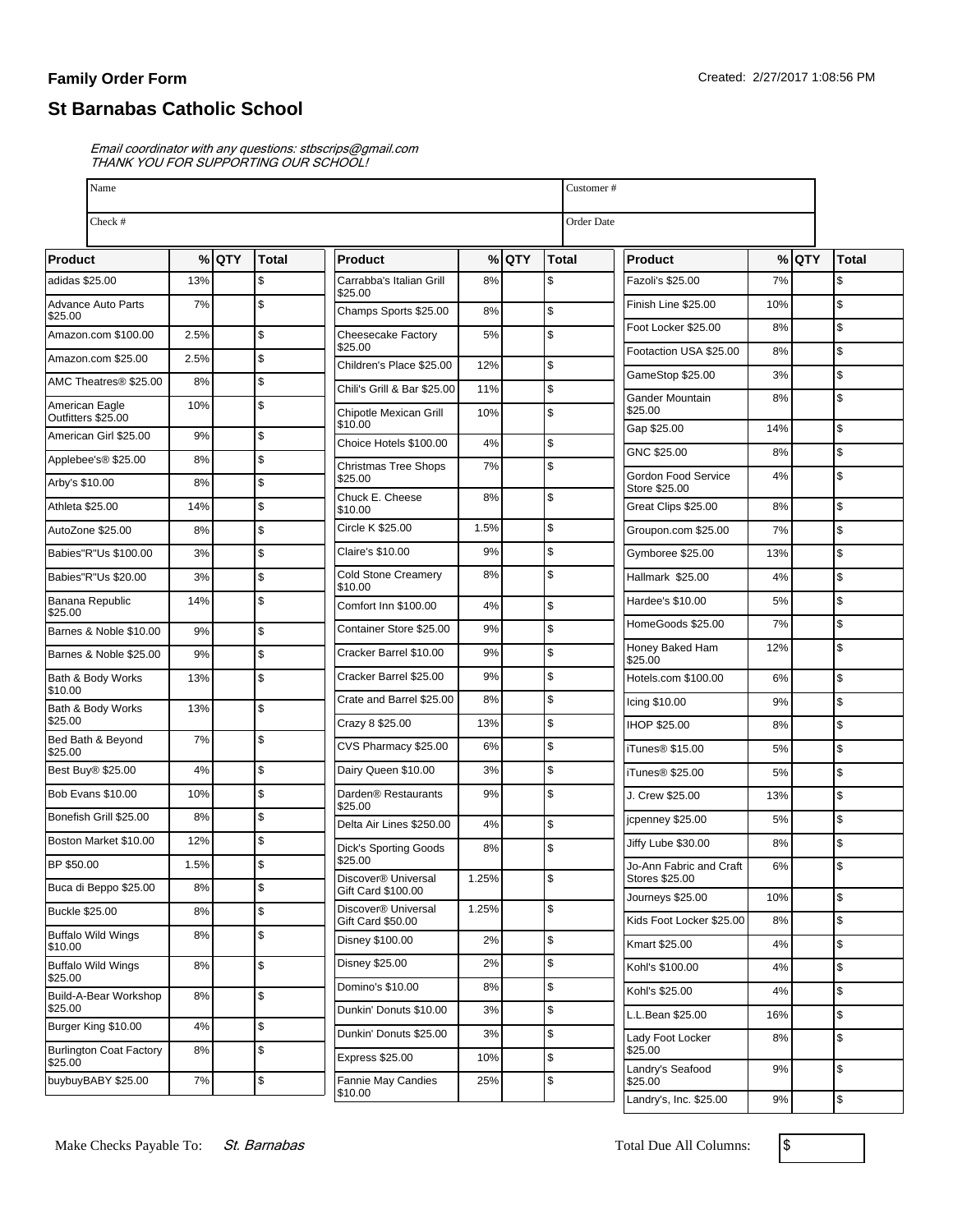**Family Order Form**

Created: 2/27/2017 1:08:56 PM

## St Barnabas Catholic School

*Email coordinator with any questions: stbscrips@gmail.com*
*THANK YOU FOR SUPPORTING OUR SCHOOL!*

| Name | Customer # |
|---|---|
| Check # | Order Date |

| Product | % | QTY | Total |
|---|---|---|---|
| adidas $25.00 | 13% | | $ |
| Advance Auto Parts $25.00 | 7% | | $ |
| Amazon.com $100.00 | 2.5% | | $ |
| Amazon.com $25.00 | 2.5% | | $ |
| AMC Theatres® $25.00 | 8% | | $ |
| American Eagle Outfitters $25.00 | 10% | | $ |
| American Girl $25.00 | 9% | | $ |
| Applebee's® $25.00 | 8% | | $ |
| Arby's $10.00 | 8% | | $ |
| Athleta $25.00 | 14% | | $ |
| AutoZone $25.00 | 8% | | $ |
| Babies"R"Us $100.00 | 3% | | $ |
| Babies"R"Us $20.00 | 3% | | $ |
| Banana Republic $25.00 | 14% | | $ |
| Barnes & Noble $10.00 | 9% | | $ |
| Barnes & Noble $25.00 | 9% | | $ |
| Bath & Body Works $10.00 | 13% | | $ |
| Bath & Body Works $25.00 | 13% | | $ |
| Bed Bath & Beyond $25.00 | 7% | | $ |
| Best Buy® $25.00 | 4% | | $ |
| Bob Evans $10.00 | 10% | | $ |
| Bonefish Grill $25.00 | 8% | | $ |
| Boston Market $10.00 | 12% | | $ |
| BP $50.00 | 1.5% | | $ |
| Buca di Beppo $25.00 | 8% | | $ |
| Buckle $25.00 | 8% | | $ |
| Buffalo Wild Wings $10.00 | 8% | | $ |
| Buffalo Wild Wings $25.00 | 8% | | $ |
| Build-A-Bear Workshop $25.00 | 8% | | $ |
| Burger King $10.00 | 4% | | $ |
| Burlington Coat Factory $25.00 | 8% | | $ |
| buybuyBABY $25.00 | 7% | | $ |
| Carrabba's Italian Grill $25.00 | 8% | | $ |
| Champs Sports $25.00 | 8% | | $ |
| Cheesecake Factory $25.00 | 5% | | $ |
| Children's Place $25.00 | 12% | | $ |
| Chili's Grill & Bar $25.00 | 11% | | $ |
| Chipotle Mexican Grill $10.00 | 10% | | $ |
| Choice Hotels $100.00 | 4% | | $ |
| Christmas Tree Shops $25.00 | 7% | | $ |
| Chuck E. Cheese $10.00 | 8% | | $ |
| Circle K $25.00 | 1.5% | | $ |
| Claire's $10.00 | 9% | | $ |
| Cold Stone Creamery $10.00 | 8% | | $ |
| Comfort Inn $100.00 | 4% | | $ |
| Container Store $25.00 | 9% | | $ |
| Cracker Barrel $10.00 | 9% | | $ |
| Cracker Barrel $25.00 | 9% | | $ |
| Crate and Barrel $25.00 | 8% | | $ |
| Crazy 8 $25.00 | 13% | | $ |
| CVS Pharmacy $25.00 | 6% | | $ |
| Dairy Queen $10.00 | 3% | | $ |
| Darden® Restaurants $25.00 | 9% | | $ |
| Delta Air Lines $250.00 | 4% | | $ |
| Dick's Sporting Goods $25.00 | 8% | | $ |
| Discover® Universal Gift Card $100.00 | 1.25% | | $ |
| Discover® Universal Gift Card $50.00 | 1.25% | | $ |
| Disney $100.00 | 2% | | $ |
| Disney $25.00 | 2% | | $ |
| Domino's $10.00 | 8% | | $ |
| Dunkin' Donuts $10.00 | 3% | | $ |
| Dunkin' Donuts $25.00 | 3% | | $ |
| Express $25.00 | 10% | | $ |
| Fannie May Candies $10.00 | 25% | | $ |
| Fazoli's $25.00 | 7% | | $ |
| Finish Line $25.00 | 10% | | $ |
| Foot Locker $25.00 | 8% | | $ |
| Footaction USA $25.00 | 8% | | $ |
| GameStop $25.00 | 3% | | $ |
| Gander Mountain $25.00 | 8% | | $ |
| Gap $25.00 | 14% | | $ |
| GNC $25.00 | 8% | | $ |
| Gordon Food Service Store $25.00 | 4% | | $ |
| Great Clips $25.00 | 8% | | $ |
| Groupon.com $25.00 | 7% | | $ |
| Gymboree $25.00 | 13% | | $ |
| Hallmark $25.00 | 4% | | $ |
| Hardee's $10.00 | 5% | | $ |
| HomeGoods $25.00 | 7% | | $ |
| Honey Baked Ham $25.00 | 12% | | $ |
| Hotels.com $100.00 | 6% | | $ |
| Icing $10.00 | 9% | | $ |
| IHOP $25.00 | 8% | | $ |
| iTunes® $15.00 | 5% | | $ |
| iTunes® $25.00 | 5% | | $ |
| J. Crew $25.00 | 13% | | $ |
| jcpenney $25.00 | 5% | | $ |
| Jiffy Lube $30.00 | 8% | | $ |
| Jo-Ann Fabric and Craft Stores $25.00 | 6% | | $ |
| Journeys $25.00 | 10% | | $ |
| Kids Foot Locker $25.00 | 8% | | $ |
| Kmart $25.00 | 4% | | $ |
| Kohl's $100.00 | 4% | | $ |
| Kohl's $25.00 | 4% | | $ |
| L.L.Bean $25.00 | 16% | | $ |
| Lady Foot Locker $25.00 | 8% | | $ |
| Landry's Seafood $25.00 | 9% | | $ |
| Landry's, Inc. $25.00 | 9% | | $ |

Make Checks Payable To: *St. Barnabas*

Total Due All Columns: $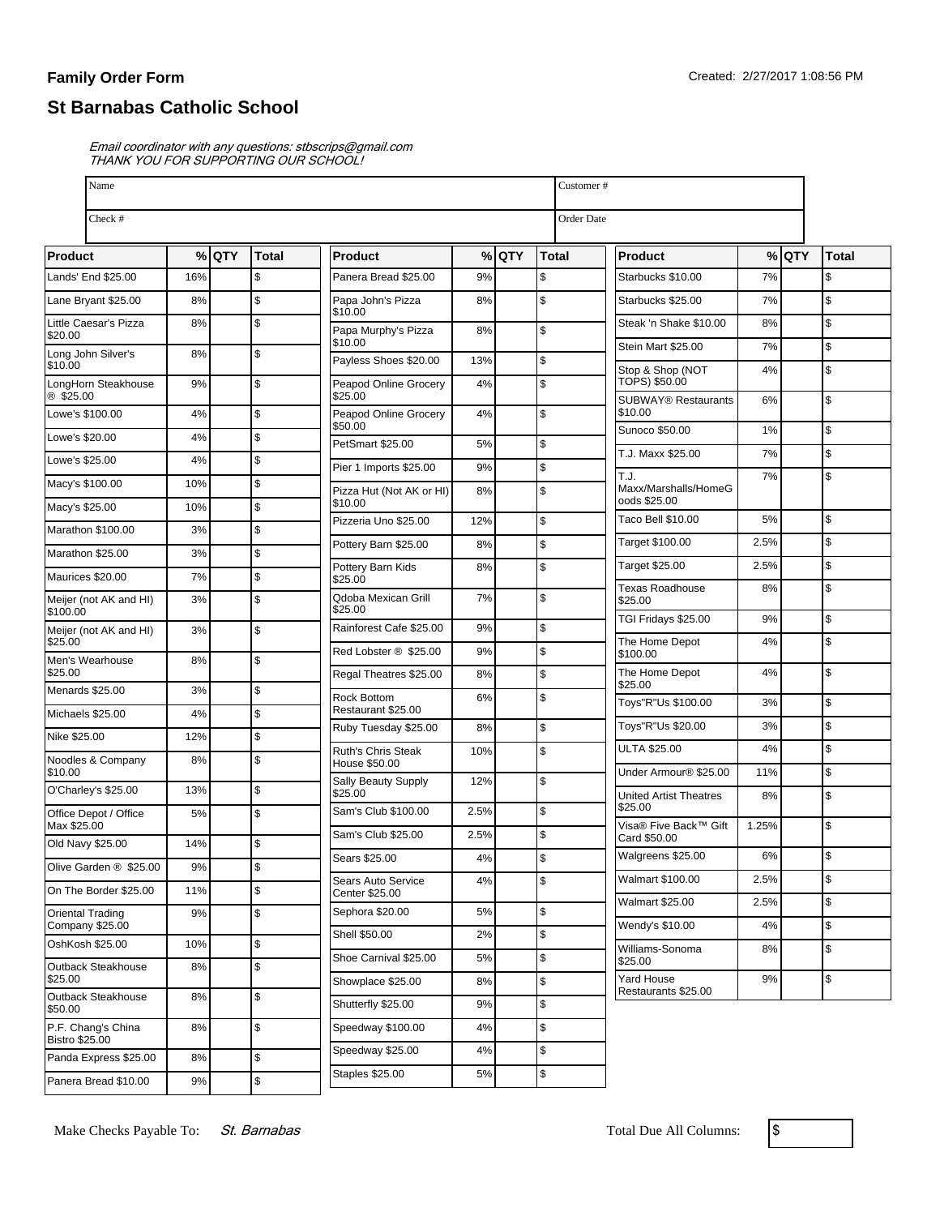**Family Order Form**

Created: 2/27/2017 1:08:56 PM

## St Barnabas Catholic School

*Email coordinator with any questions: stbscrips@gmail.com*
*THANK YOU FOR SUPPORTING OUR SCHOOL!*

| | |
|---|---|
| Name | Customer # |
| Check # | Order Date |

| Product | % | QTY | Total |
|---|---|---|---|
| Lands' End $25.00 | 16% | | $ |
| Lane Bryant $25.00 | 8% | | $ |
| Little Caesar's Pizza $20.00 | 8% | | $ |
| Long John Silver's $10.00 | 8% | | $ |
| LongHorn Steakhouse ® $25.00 | 9% | | $ |
| Lowe's $100.00 | 4% | | $ |
| Lowe's $20.00 | 4% | | $ |
| Lowe's $25.00 | 4% | | $ |
| Macy's $100.00 | 10% | | $ |
| Macy's $25.00 | 10% | | $ |
| Marathon $100.00 | 3% | | $ |
| Marathon $25.00 | 3% | | $ |
| Maurices $20.00 | 7% | | $ |
| Meijer (not AK and HI) $100.00 | 3% | | $ |
| Meijer (not AK and HI) $25.00 | 3% | | $ |
| Men's Wearhouse $25.00 | 8% | | $ |
| Menards $25.00 | 3% | | $ |
| Michaels $25.00 | 4% | | $ |
| Nike $25.00 | 12% | | $ |
| Noodles & Company $10.00 | 8% | | $ |
| O'Charley's $25.00 | 13% | | $ |
| Office Depot / Office Max $25.00 | 5% | | $ |
| Old Navy $25.00 | 14% | | $ |
| Olive Garden ® $25.00 | 9% | | $ |
| On The Border $25.00 | 11% | | $ |
| Oriental Trading Company $25.00 | 9% | | $ |
| OshKosh $25.00 | 10% | | $ |
| Outback Steakhouse $25.00 | 8% | | $ |
| Outback Steakhouse $50.00 | 8% | | $ |
| P.F. Chang's China Bistro $25.00 | 8% | | $ |
| Panda Express $25.00 | 8% | | $ |
| Panera Bread $10.00 | 9% | | $ |

| Product | % | QTY | Total |
|---|---|---|---|
| Panera Bread $25.00 | 9% | | $ |
| Papa John's Pizza $10.00 | 8% | | $ |
| Papa Murphy's Pizza $10.00 | 8% | | $ |
| Payless Shoes $20.00 | 13% | | $ |
| Peapod Online Grocery $25.00 | 4% | | $ |
| Peapod Online Grocery $50.00 | 4% | | $ |
| PetSmart $25.00 | 5% | | $ |
| Pier 1 Imports $25.00 | 9% | | $ |
| Pizza Hut (Not AK or HI) $10.00 | 8% | | $ |
| Pizzeria Uno $25.00 | 12% | | $ |
| Pottery Barn $25.00 | 8% | | $ |
| Pottery Barn Kids $25.00 | 8% | | $ |
| Qdoba Mexican Grill $25.00 | 7% | | $ |
| Rainforest Cafe $25.00 | 9% | | $ |
| Red Lobster ® $25.00 | 9% | | $ |
| Regal Theatres $25.00 | 8% | | $ |
| Rock Bottom Restaurant $25.00 | 6% | | $ |
| Ruby Tuesday $25.00 | 8% | | $ |
| Ruth's Chris Steak House $50.00 | 10% | | $ |
| Sally Beauty Supply $25.00 | 12% | | $ |
| Sam's Club $100.00 | 2.5% | | $ |
| Sam's Club $25.00 | 2.5% | | $ |
| Sears $25.00 | 4% | | $ |
| Sears Auto Service Center $25.00 | 4% | | $ |
| Sephora $20.00 | 5% | | $ |
| Shell $50.00 | 2% | | $ |
| Shoe Carnival $25.00 | 5% | | $ |
| Showplace $25.00 | 8% | | $ |
| Shutterfly $25.00 | 9% | | $ |
| Speedway $100.00 | 4% | | $ |
| Speedway $25.00 | 4% | | $ |
| Staples $25.00 | 5% | | $ |

| Product | % | QTY | Total |
|---|---|---|---|
| Starbucks $10.00 | 7% | | $ |
| Starbucks $25.00 | 7% | | $ |
| Steak 'n Shake $10.00 | 8% | | $ |
| Stein Mart $25.00 | 7% | | $ |
| Stop & Shop (NOT TOPS) $50.00 | 4% | | $ |
| SUBWAY® Restaurants $10.00 | 6% | | $ |
| Sunoco $50.00 | 1% | | $ |
| T.J. Maxx $25.00 | 7% | | $ |
| T.J. Maxx/Marshalls/HomeGoods $25.00 | 7% | | $ |
| Taco Bell $10.00 | 5% | | $ |
| Target $100.00 | 2.5% | | $ |
| Target $25.00 | 2.5% | | $ |
| Texas Roadhouse $25.00 | 8% | | $ |
| TGI Fridays $25.00 | 9% | | $ |
| The Home Depot $100.00 | 4% | | $ |
| The Home Depot $25.00 | 4% | | $ |
| Toys"R"Us $100.00 | 3% | | $ |
| Toys"R"Us $20.00 | 3% | | $ |
| ULTA $25.00 | 4% | | $ |
| Under Armour® $25.00 | 11% | | $ |
| United Artist Theatres $25.00 | 8% | | $ |
| Visa® Five Back™ Gift Card $50.00 | 1.25% | | $ |
| Walgreens $25.00 | 6% | | $ |
| Walmart $100.00 | 2.5% | | $ |
| Walmart $25.00 | 2.5% | | $ |
| Wendy's $10.00 | 4% | | $ |
| Williams-Sonoma $25.00 | 8% | | $ |
| Yard House Restaurants $25.00 | 9% | | $ |

Make Checks Payable To: *St. Barnabas*

Total Due All Columns: $